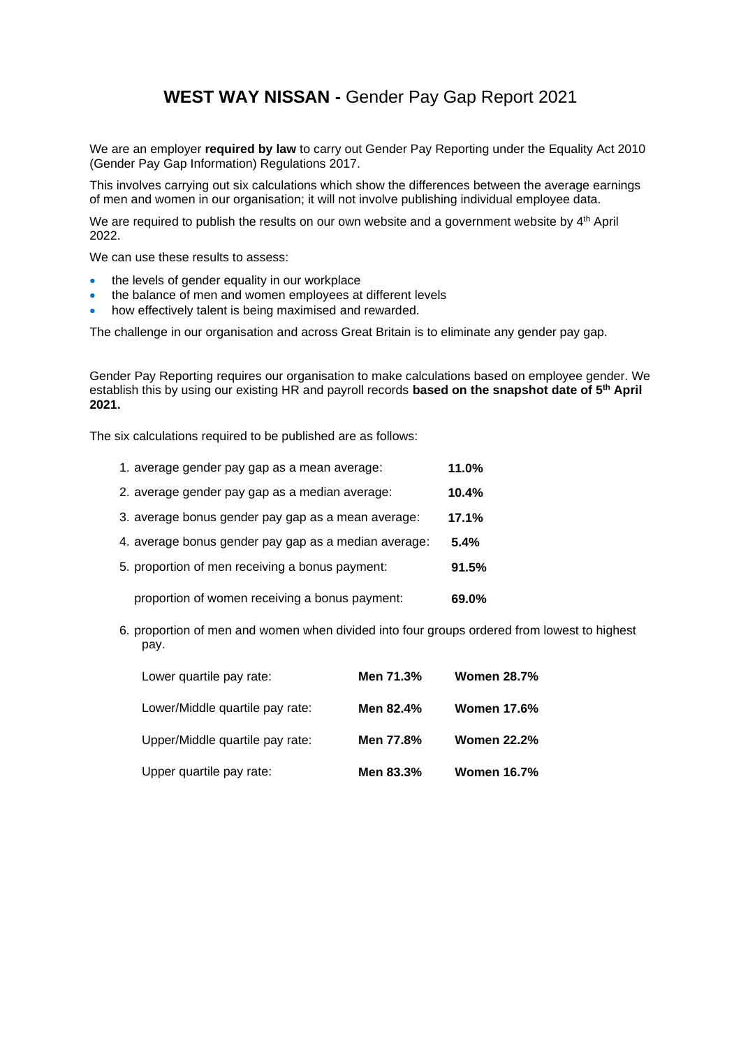# **WEST WAY NISSAN -** Gender Pay Gap Report 2021

We are an employer **required by law** to carry out Gender Pay Reporting under the Equality Act 2010 (Gender Pay Gap Information) Regulations 2017.

This involves carrying out six calculations which show the differences between the average earnings of men and women in our organisation; it will not involve publishing individual employee data.

We are required to publish the results on our own website and a government website by 4th April 2022.

We can use these results to assess:

- the levels of gender equality in our workplace
- the balance of men and women employees at different levels
- how effectively talent is being maximised and rewarded.

The challenge in our organisation and across Great Britain is to eliminate any gender pay gap.

Gender Pay Reporting requires our organisation to make calculations based on employee gender. We establish this by using our existing HR and payroll records **based on the snapshot date of 5th April 2021.**

The six calculations required to be published are as follows:

1. average gender pay gap as a mean average: **11.0%**
2. average gender pay gap as a median average: **10.4%**
3. average bonus gender pay gap as a mean average: **17.1%**
4. average bonus gender pay gap as a median average: **5.4%**
5. proportion of men receiving a bonus payment: **91.5%**

   proportion of women receiving a bonus payment: **69.0%**

6. proportion of men and women when divided into four groups ordered from lowest to highest pay.

| | | |
|---|---|---|
| Lower quartile pay rate: | **Men 71.3%** | **Women 28.7%** |
| Lower/Middle quartile pay rate: | **Men 82.4%** | **Women 17.6%** |
| Upper/Middle quartile pay rate: | **Men 77.8%** | **Women 22.2%** |
| Upper quartile pay rate: | **Men 83.3%** | **Women 16.7%** |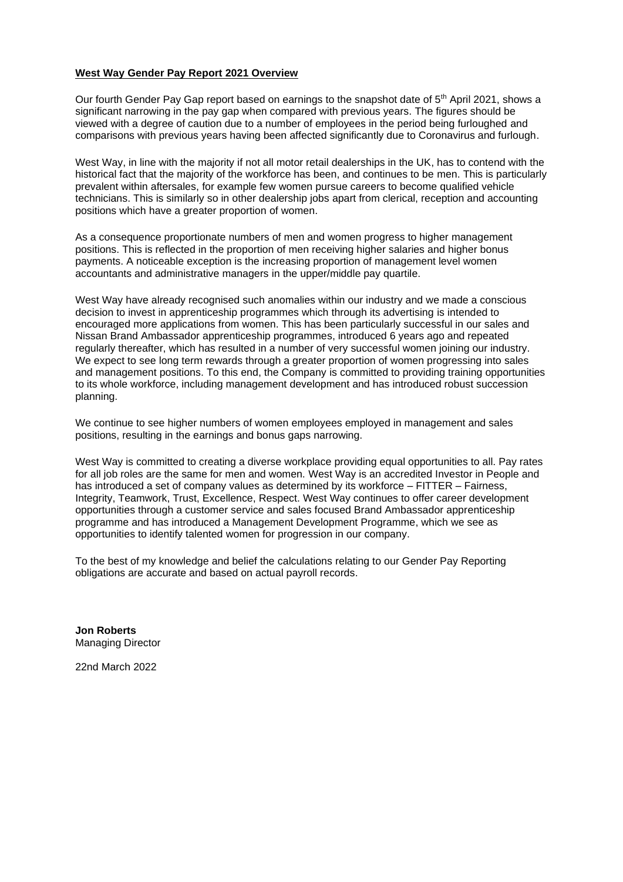**West Way Gender Pay Report 2021 Overview**

Our fourth Gender Pay Gap report based on earnings to the snapshot date of 5th April 2021, shows a significant narrowing in the pay gap when compared with previous years. The figures should be viewed with a degree of caution due to a number of employees in the period being furloughed and comparisons with previous years having been affected significantly due to Coronavirus and furlough.

West Way, in line with the majority if not all motor retail dealerships in the UK, has to contend with the historical fact that the majority of the workforce has been, and continues to be men. This is particularly prevalent within aftersales, for example few women pursue careers to become qualified vehicle technicians. This is similarly so in other dealership jobs apart from clerical, reception and accounting positions which have a greater proportion of women.

As a consequence proportionate numbers of men and women progress to higher management positions. This is reflected in the proportion of men receiving higher salaries and higher bonus payments. A noticeable exception is the increasing proportion of management level women accountants and administrative managers in the upper/middle pay quartile.

West Way have already recognised such anomalies within our industry and we made a conscious decision to invest in apprenticeship programmes which through its advertising is intended to encouraged more applications from women. This has been particularly successful in our sales and Nissan Brand Ambassador apprenticeship programmes, introduced 6 years ago and repeated regularly thereafter, which has resulted in a number of very successful women joining our industry. We expect to see long term rewards through a greater proportion of women progressing into sales and management positions. To this end, the Company is committed to providing training opportunities to its whole workforce, including management development and has introduced robust succession planning.

We continue to see higher numbers of women employees employed in management and sales positions, resulting in the earnings and bonus gaps narrowing.

West Way is committed to creating a diverse workplace providing equal opportunities to all. Pay rates for all job roles are the same for men and women. West Way is an accredited Investor in People and has introduced a set of company values as determined by its workforce – FITTER – Fairness, Integrity, Teamwork, Trust, Excellence, Respect. West Way continues to offer career development opportunities through a customer service and sales focused Brand Ambassador apprenticeship programme and has introduced a Management Development Programme, which we see as opportunities to identify talented women for progression in our company.

To the best of my knowledge and belief the calculations relating to our Gender Pay Reporting obligations are accurate and based on actual payroll records.

**Jon Roberts**
Managing Director

22nd March 2022